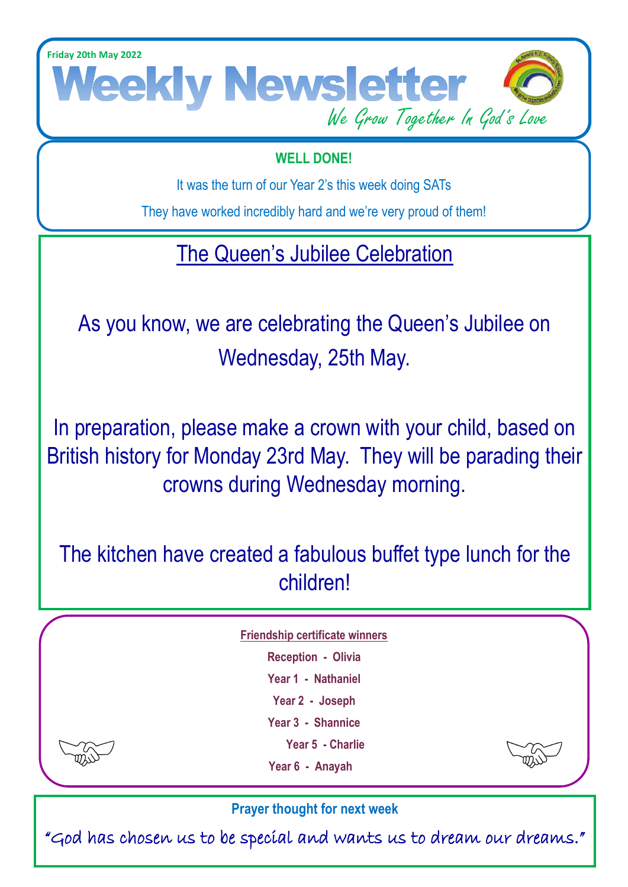Friday 20th May 2022

# Weekly Newsletter

*We Grow Together In God's Love*

**WELL DONE!**

It was the turn of our Year 2's this week doing SATs

They have worked incredibly hard and we're very proud of them!

## The Queen's Jubilee Celebration

As you know, we are celebrating the Queen's Jubilee on Wednesday, 25th May.

In preparation, please make a crown with your child, based on British history for Monday 23rd May. They will be parading their crowns during Wednesday morning.

The kitchen have created a fabulous buffet type lunch for the children!

**Friendship certificate winners**

**Reception - Olivia**

**Year 1 - Nathaniel**

**Year 2 - Joseph**

**Year 3 - Shannice**

**Year 5 - Charlie**

**Year 6 - Anayah**

**Prayer thought for next week**

"God has chosen us to be special and wants us to dream our dreams."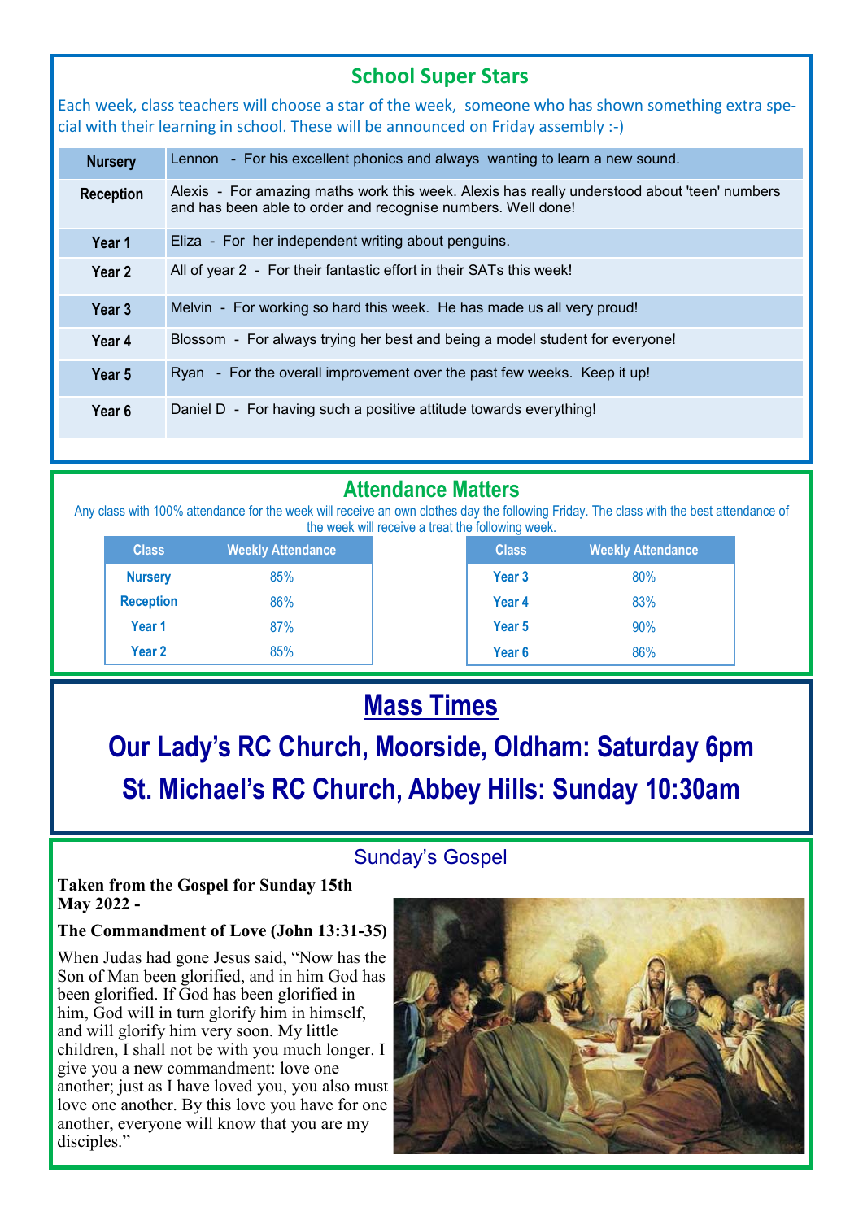## School Super Stars

Each week, class teachers will choose a star of the week, someone who has shown something extra special with their learning in school. These will be announced on Friday assembly :-)

| | |
|---|---|
| **Nursery** | Lennon - For his excellent phonics and always wanting to learn a new sound. |
| **Reception** | Alexis - For amazing maths work this week. Alexis has really understood about 'teen' numbers and has been able to order and recognise numbers. Well done! |
| **Year 1** | Eliza - For her independent writing about penguins. |
| **Year 2** | All of year 2 - For their fantastic effort in their SATs this week! |
| **Year 3** | Melvin - For working so hard this week. He has made us all very proud! |
| **Year 4** | Blossom - For always trying her best and being a model student for everyone! |
| **Year 5** | Ryan - For the overall improvement over the past few weeks. Keep it up! |
| **Year 6** | Daniel D - For having such a positive attitude towards everything! |

## Attendance Matters

Any class with 100% attendance for the week will receive an own clothes day the following Friday. The class with the best attendance of the week will receive a treat the following week.

| Class | Weekly Attendance |
|---|---|
| Nursery | 85% |
| Reception | 86% |
| Year 1 | 87% |
| Year 2 | 85% |

| Class | Weekly Attendance |
|---|---|
| Year 3 | 80% |
| Year 4 | 83% |
| Year 5 | 90% |
| Year 6 | 86% |

# Mass Times

## Our Lady's RC Church, Moorside, Oldham: Saturday 6pm

## St. Michael's RC Church, Abbey Hills: Sunday 10:30am

## Sunday's Gospel

**Taken from the Gospel for Sunday 15th May 2022 -**

**The Commandment of Love (John 13:31-35)**

When Judas had gone Jesus said, "Now has the Son of Man been glorified, and in him God has been glorified. If God has been glorified in him, God will in turn glorify him in himself, and will glorify him very soon. My little children, I shall not be with you much longer. I give you a new commandment: love one another; just as I have loved you, you also must love one another. By this love you have for one another, everyone will know that you are my disciples."